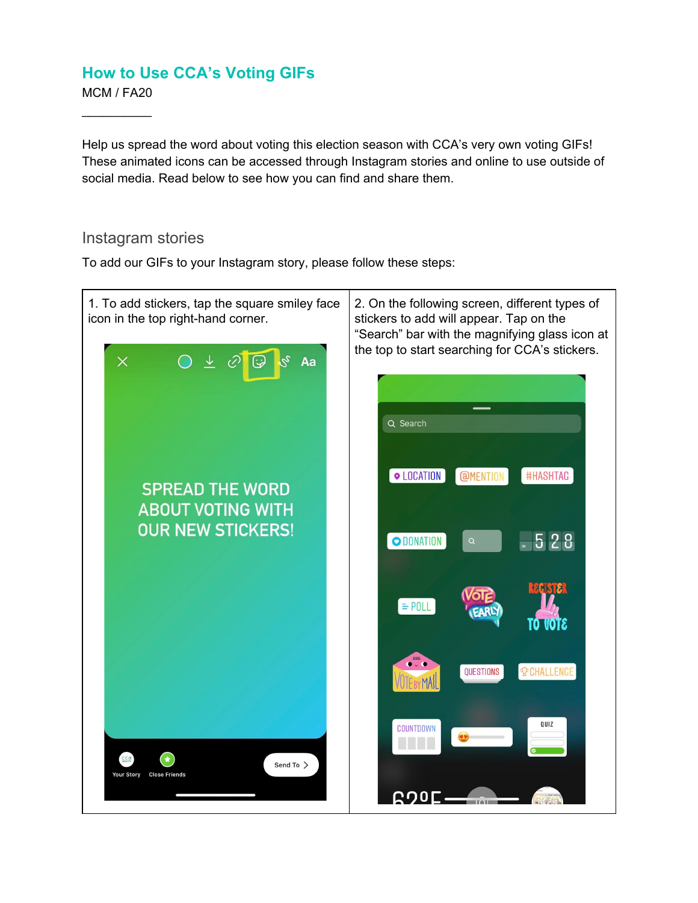## How to Use CCA's Voting GIFs

MCM / FA20

---

Help us spread the word about voting this election season with CCA's very own voting GIFs! These animated icons can be accessed through Instagram stories and online to use outside of social media. Read below to see how you can find and share them.

### Instagram stories

To add our GIFs to your Instagram story, please follow these steps:

| 1. To add stickers, tap the square smiley face icon in the top right-hand corner. | 2. On the following screen, different types of stickers to add will appear. Tap on the "Search" bar with the magnifying glass icon at the top to start searching for CCA's stickers. |
| --- | --- |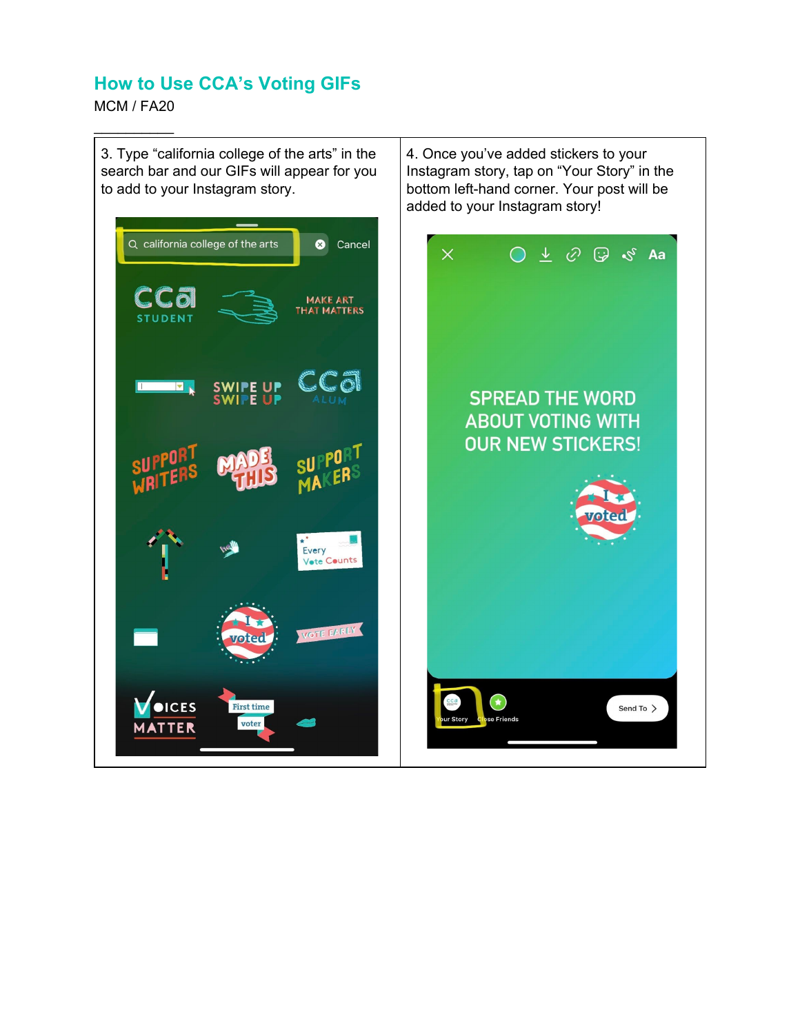## How to Use CCA's Voting GIFs

MCM / FA20

| 3. Type "california college of the arts" in the search bar and our GIFs will appear for you to add to your Instagram story. | 4. Once you've added stickers to your Instagram story, tap on "Your Story" in the bottom left-hand corner. Your post will be added to your Instagram story! |
| --- | --- |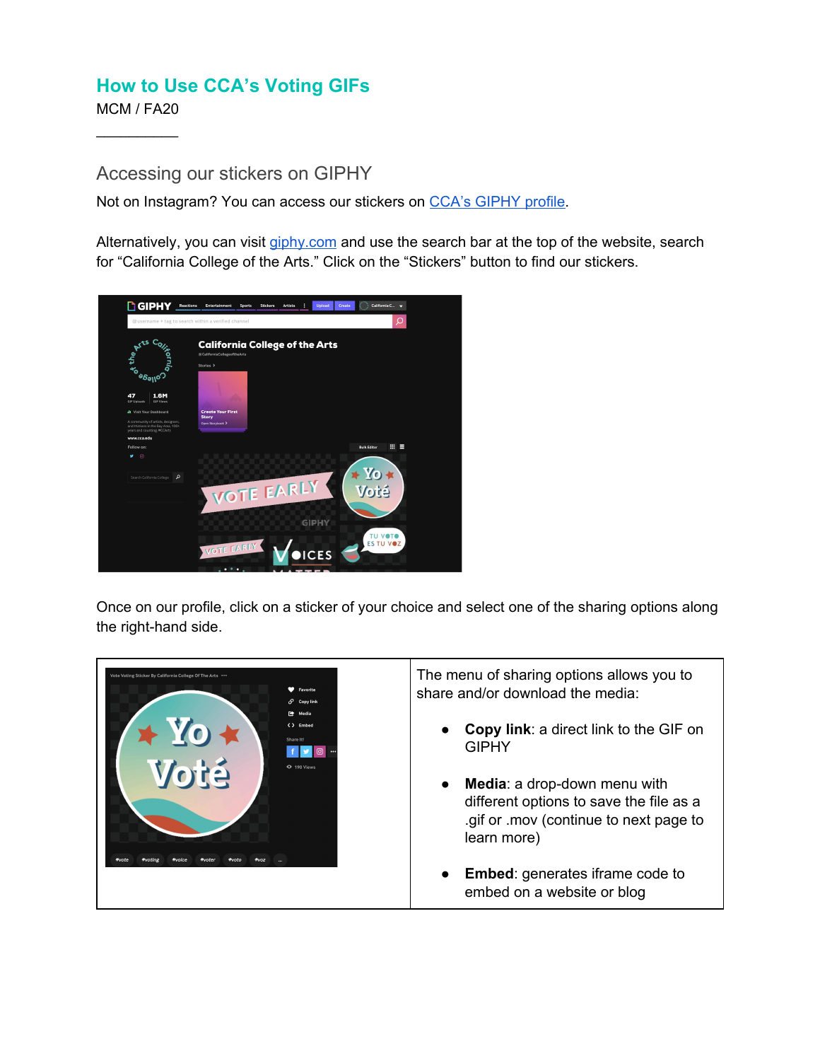# How to Use CCA's Voting GIFs

MCM / FA20

---

## Accessing our stickers on GIPHY

Not on Instagram? You can access our stickers on [CCA's GIPHY profile](#).

Alternatively, you can visit [giphy.com](#) and use the search bar at the top of the website, search for "California College of the Arts." Click on the "Stickers" button to find our stickers.

Once on our profile, click on a sticker of your choice and select one of the sharing options along the right-hand side.

The menu of sharing options allows you to share and/or download the media:

- **Copy link**: a direct link to the GIF on GIPHY
- **Media**: a drop-down menu with different options to save the file as a .gif or .mov (continue to next page to learn more)
- **Embed**: generates iframe code to embed on a website or blog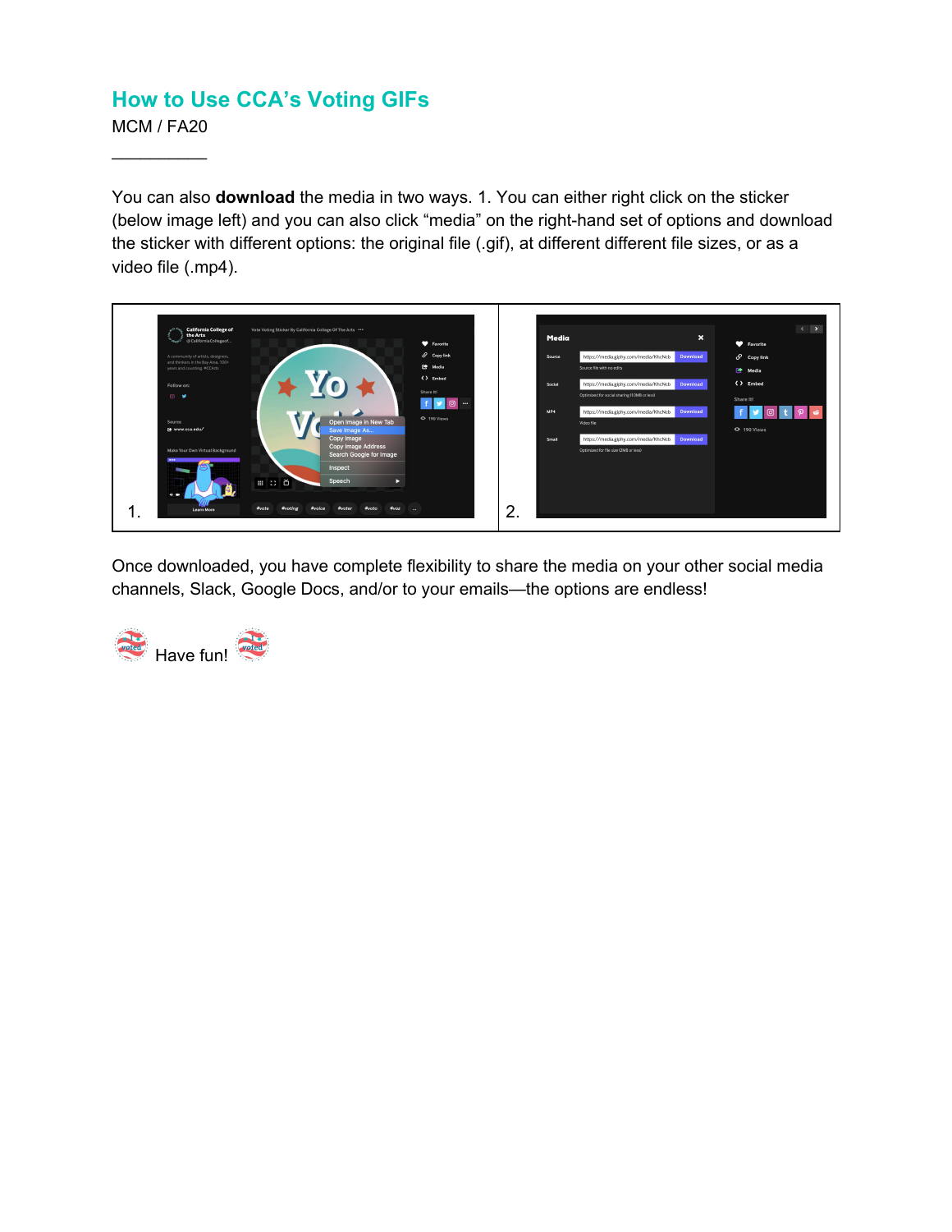## How to Use CCA's Voting GIFs

MCM / FA20

__________

You can also **download** the media in two ways. 1. You can either right click on the sticker (below image left) and you can also click "media" on the right-hand set of options and download the sticker with different options: the original file (.gif), at different different file sizes, or as a video file (.mp4).

1.

2.

Once downloaded, you have complete flexibility to share the media on your other social media channels, Slack, Google Docs, and/or to your emails—the options are endless!

Have fun!